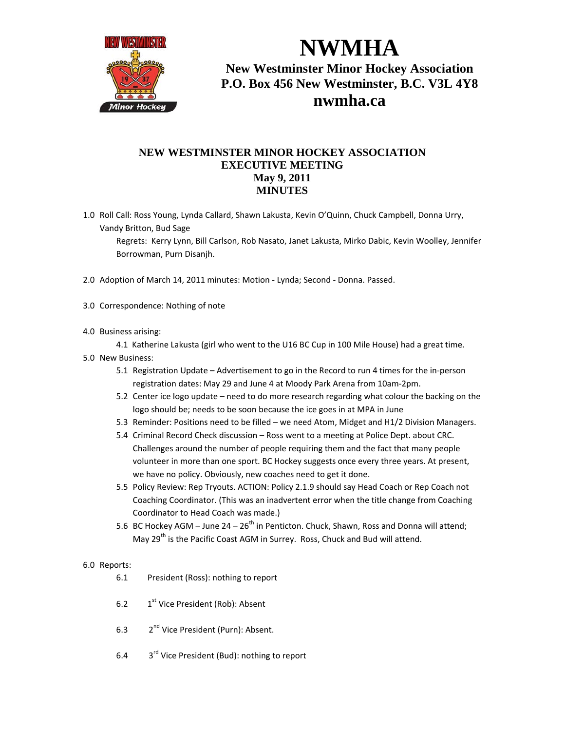# NWMHA

**New Westminster Minor Hockey Association**
**P.O. Box 456 New Westminster, B.C. V3L 4Y8**
**nwmha.ca**

## NEW WESTMINSTER MINOR HOCKEY ASSOCIATION
## EXECUTIVE MEETING
## May 9, 2011
## MINUTES

1.0 Roll Call: Ross Young, Lynda Callard, Shawn Lakusta, Kevin O'Quinn, Chuck Campbell, Donna Urry, Vandy Britton, Bud Sage

   Regrets: Kerry Lynn, Bill Carlson, Rob Nasato, Janet Lakusta, Mirko Dabic, Kevin Woolley, Jennifer Borrowman, Purn Disanjh.

2.0 Adoption of March 14, 2011 minutes: Motion - Lynda; Second - Donna. Passed.

3.0 Correspondence: Nothing of note

4.0 Business arising:

   4.1 Katherine Lakusta (girl who went to the U16 BC Cup in 100 Mile House) had a great time.

5.0 New Business:

   5.1 Registration Update – Advertisement to go in the Record to run 4 times for the in-person registration dates: May 29 and June 4 at Moody Park Arena from 10am-2pm.

   5.2 Center ice logo update – need to do more research regarding what colour the backing on the logo should be; needs to be soon because the ice goes in at MPA in June

   5.3 Reminder: Positions need to be filled – we need Atom, Midget and H1/2 Division Managers.

   5.4 Criminal Record Check discussion – Ross went to a meeting at Police Dept. about CRC. Challenges around the number of people requiring them and the fact that many people volunteer in more than one sport. BC Hockey suggests once every three years. At present, we have no policy. Obviously, new coaches need to get it done.

   5.5 Policy Review: Rep Tryouts. ACTION: Policy 2.1.9 should say Head Coach or Rep Coach not Coaching Coordinator. (This was an inadvertent error when the title change from Coaching Coordinator to Head Coach was made.)

   5.6 BC Hockey AGM – June 24 – 26th in Penticton. Chuck, Shawn, Ross and Donna will attend; May 29th is the Pacific Coast AGM in Surrey. Ross, Chuck and Bud will attend.

6.0 Reports:

   6.1 President (Ross): nothing to report

   6.2 1st Vice President (Rob): Absent

   6.3 2nd Vice President (Purn): Absent.

   6.4 3rd Vice President (Bud): nothing to report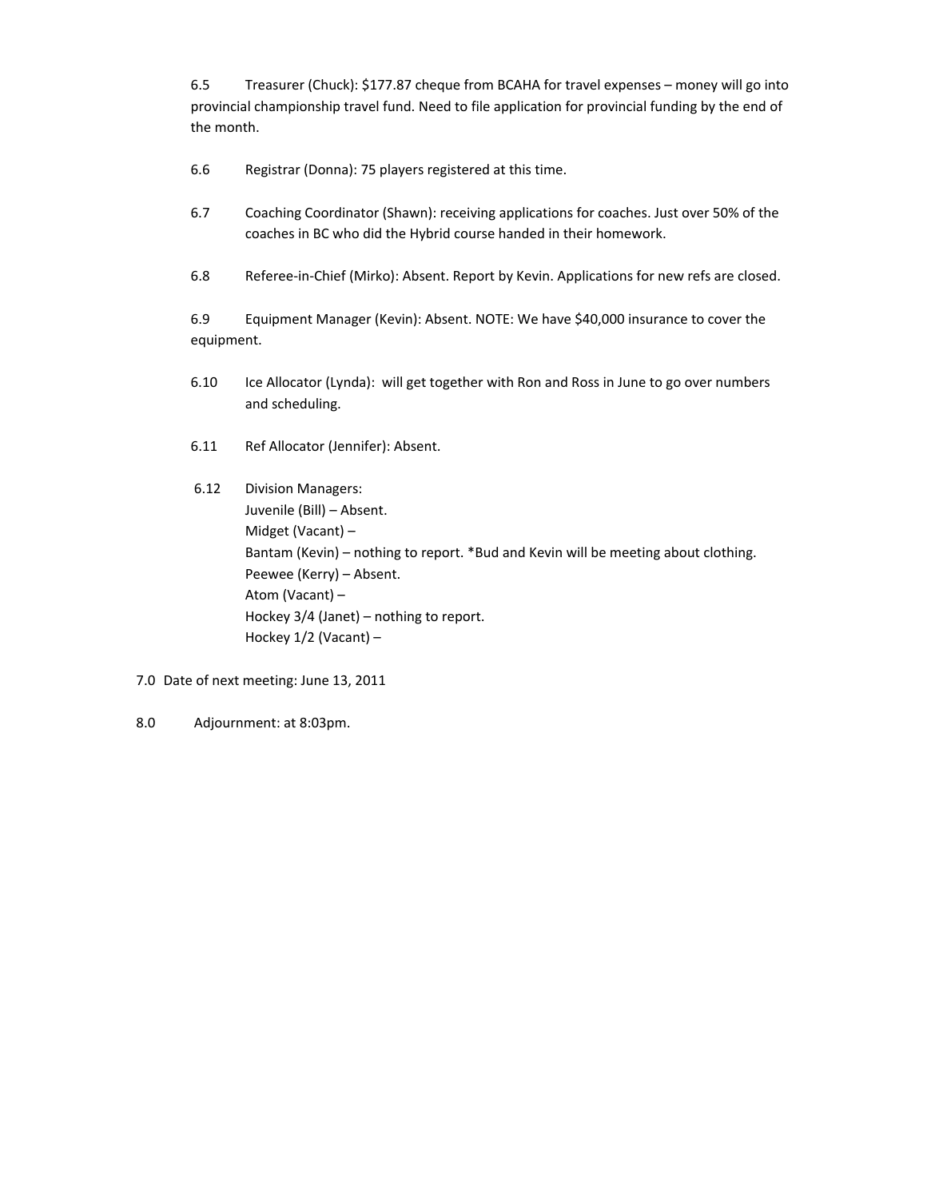6.5 Treasurer (Chuck): $177.87 cheque from BCAHA for travel expenses – money will go into provincial championship travel fund. Need to file application for provincial funding by the end of the month.

6.6 Registrar (Donna): 75 players registered at this time.

6.7 Coaching Coordinator (Shawn): receiving applications for coaches. Just over 50% of the coaches in BC who did the Hybrid course handed in their homework.

6.8 Referee-in-Chief (Mirko): Absent. Report by Kevin. Applications for new refs are closed.

6.9 Equipment Manager (Kevin): Absent. NOTE: We have $40,000 insurance to cover the equipment.

6.10 Ice Allocator (Lynda): will get together with Ron and Ross in June to go over numbers and scheduling.

6.11 Ref Allocator (Jennifer): Absent.

6.12 Division Managers:
Juvenile (Bill) – Absent.
Midget (Vacant) –
Bantam (Kevin) – nothing to report. *Bud and Kevin will be meeting about clothing.
Peewee (Kerry) – Absent.
Atom (Vacant) –
Hockey 3/4 (Janet) – nothing to report.
Hockey 1/2 (Vacant) –

7.0 Date of next meeting: June 13, 2011

8.0 Adjournment: at 8:03pm.